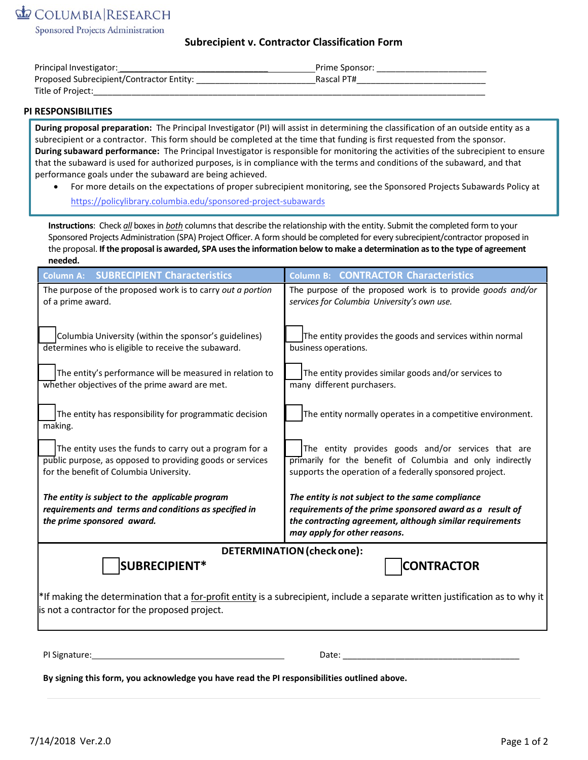COLUMBIA | RESEARCH
Sponsored Projects Administration

# Subrecipient v. Contractor Classification Form

Principal Investigator: ______________________________ Prime Sponsor: ______________________

Proposed Subrecipient/Contractor Entity: ______________________ Rascal PT# __________________________

Title of Project: ______________________________________________________________________________

## PI RESPONSIBILITIES

**During proposal preparation:** The Principal Investigator (PI) will assist in determining the classification of an outside entity as a subrecipient or a contractor. This form should be completed at the time that funding is first requested from the sponsor.

**During subaward performance:** The Principal Investigator is responsible for monitoring the activities of the subrecipient to ensure that the subaward is used for authorized purposes, is in compliance with the terms and conditions of the subaward, and that performance goals under the subaward are being achieved.

- For more details on the expectations of proper subrecipient monitoring, see the Sponsored Projects Subawards Policy at https://policylibrary.columbia.edu/sponsored-project-subawards

**Instructions**: Check *all* boxes in *both* columns that describe the relationship with the entity. Submit the completed form to your Sponsored Projects Administration (SPA) Project Officer. A form should be completed for every subrecipient/contractor proposed in the proposal. **If the proposal is awarded, SPA uses the information below to make a determination as to the type of agreement needed.**

| Column A: SUBRECIPIENT Characteristics | Column B: CONTRACTOR Characteristics |
|---|---|
| The purpose of the proposed work is to carry *out a portion* of a prime award. | The purpose of the proposed work is to provide *goods and/or services for Columbia University's own use.* |
| ☐ Columbia University (within the sponsor's guidelines) determines who is eligible to receive the subaward. | ☐ The entity provides the goods and services within normal business operations. |
| ☐ The entity's performance will be measured in relation to whether objectives of the prime award are met. | ☐ The entity provides similar goods and/or services to many different purchasers. |
| ☐ The entity has responsibility for programmatic decision making. | ☐ The entity normally operates in a competitive environment. |
| ☐ The entity uses the funds to carry out a program for a public purpose, as opposed to providing goods or services for the benefit of Columbia University. | ☐ The entity provides goods and/or services that are primarily for the benefit of Columbia and only indirectly supports the operation of a federally sponsored project. |
| ***The entity is subject to the applicable program requirements and terms and conditions as specified in the prime sponsored award.*** | ***The entity is not subject to the same compliance requirements of the prime sponsored award as a result of the contracting agreement, although similar requirements may apply for other reasons.*** |

**DETERMINATION (check one):**

☐ **SUBRECIPIENT*** ☐ **CONTRACTOR**

*If making the determination that a for-profit entity is a subrecipient, include a separate written justification as to why it is not a contractor for the proposed project.

PI Signature: ______________________________ Date: ______________________________

**By signing this form, you acknowledge you have read the PI responsibilities outlined above.**

7/14/2018 Ver.2.0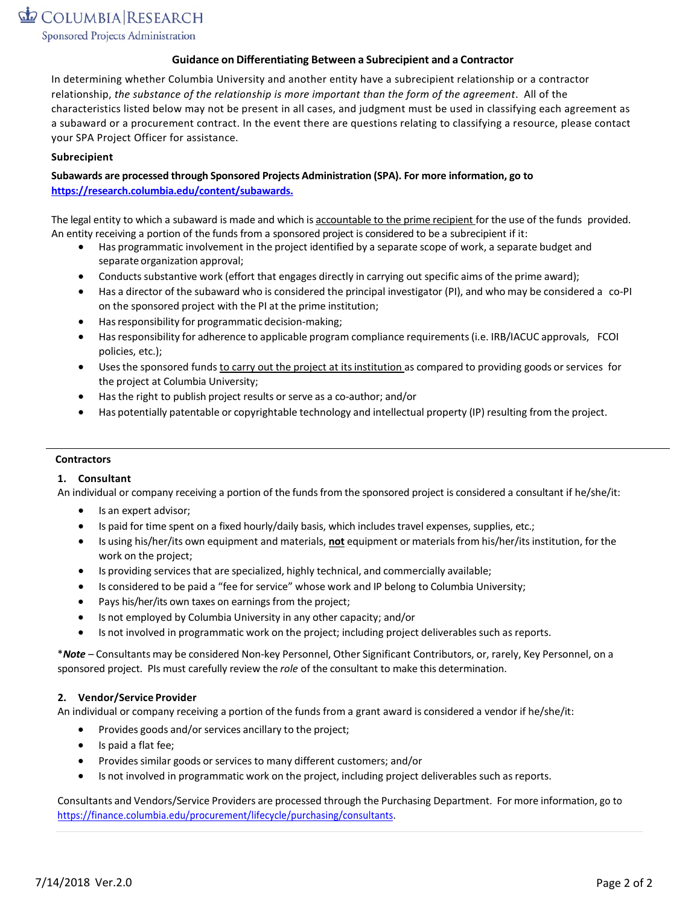## Guidance on Differentiating Between a Subrecipient and a Contractor

In determining whether Columbia University and another entity have a subrecipient relationship or a contractor relationship, *the substance of the relationship is more important than the form of the agreement*. All of the characteristics listed below may not be present in all cases, and judgment must be used in classifying each agreement as a subaward or a procurement contract. In the event there are questions relating to classifying a resource, please contact your SPA Project Officer for assistance.

### Subrecipient

**Subawards are processed through Sponsored Projects Administration (SPA). For more information, go to [https://research.columbia.edu/content/subawards.](https://research.columbia.edu/content/subawards)**

The legal entity to which a subaward is made and which is accountable to the prime recipient for the use of the funds provided. An entity receiving a portion of the funds from a sponsored project is considered to be a subrecipient if it:

- Has programmatic involvement in the project identified by a separate scope of work, a separate budget and separate organization approval;
- Conducts substantive work (effort that engages directly in carrying out specific aims of the prime award);
- Has a director of the subaward who is considered the principal investigator (PI), and who may be considered a co-PI on the sponsored project with the PI at the prime institution;
- Has responsibility for programmatic decision-making;
- Has responsibility for adherence to applicable program compliance requirements (i.e. IRB/IACUC approvals, FCOI policies, etc.);
- Uses the sponsored funds to carry out the project at its institution as compared to providing goods or services for the project at Columbia University;
- Has the right to publish project results or serve as a co-author; and/or
- Has potentially patentable or copyrightable technology and intellectual property (IP) resulting from the project.

---

### Contractors

#### 1. Consultant

An individual or company receiving a portion of the funds from the sponsored project is considered a consultant if he/she/it:

- Is an expert advisor;
- Is paid for time spent on a fixed hourly/daily basis, which includes travel expenses, supplies, etc.;
- Is using his/her/its own equipment and materials, **not** equipment or materials from his/her/its institution, for the work on the project;
- Is providing services that are specialized, highly technical, and commercially available;
- Is considered to be paid a "fee for service" whose work and IP belong to Columbia University;
- Pays his/her/its own taxes on earnings from the project;
- Is not employed by Columbia University in any other capacity; and/or
- Is not involved in programmatic work on the project; including project deliverables such as reports.

****Note*** – Consultants may be considered Non-key Personnel, Other Significant Contributors, or, rarely, Key Personnel, on a sponsored project. PIs must carefully review the *role* of the consultant to make this determination.

#### 2. Vendor/Service Provider

An individual or company receiving a portion of the funds from a grant award is considered a vendor if he/she/it:

- Provides goods and/or services ancillary to the project;
- Is paid a flat fee;
- Provides similar goods or services to many different customers; and/or
- Is not involved in programmatic work on the project, including project deliverables such as reports.

Consultants and Vendors/Service Providers are processed through the Purchasing Department. For more information, go to [https://finance.columbia.edu/procurement/lifecycle/purchasing/consultants](https://finance.columbia.edu/procurement/lifecycle/purchasing/consultants).

7/14/2018 Ver.2.0